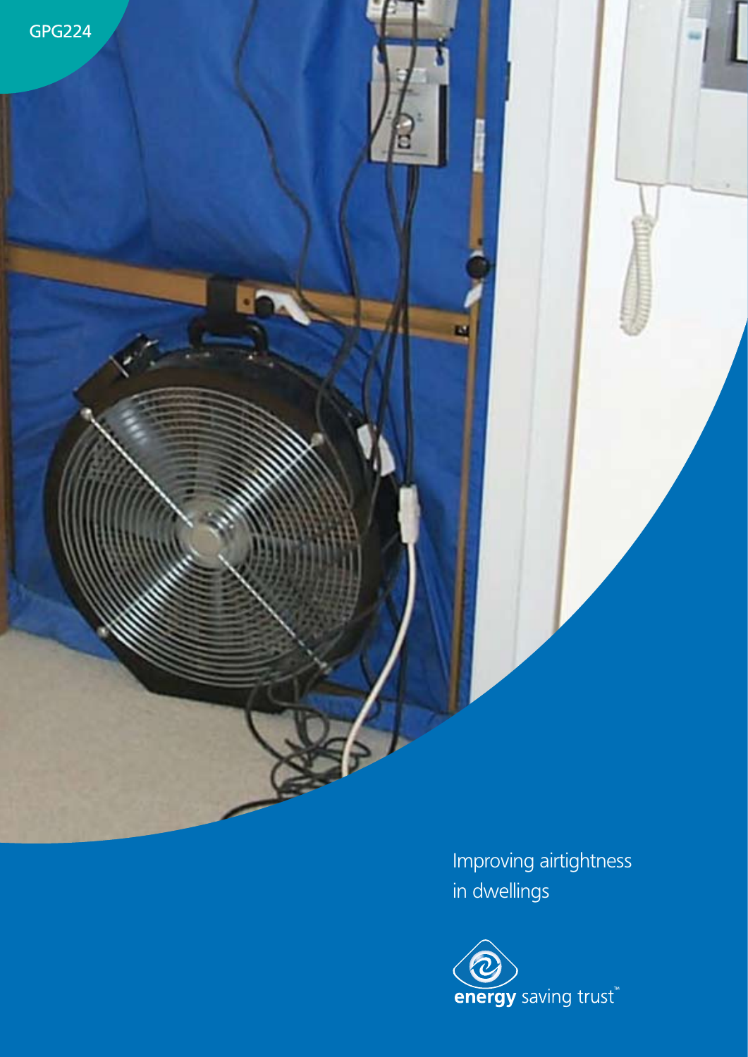GPG224

# Improving airtightness in dwellings

energy saving trust™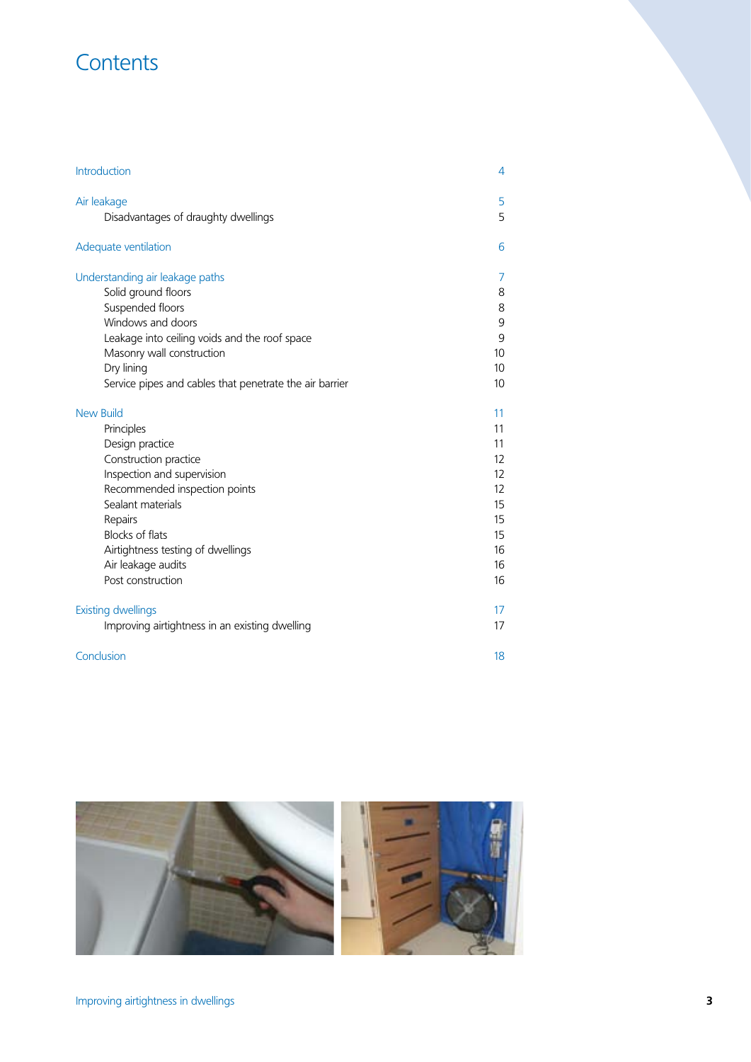# Contents

| | |
|---|---|
| Introduction | 4 |
| Air leakage | 5 |
| Disadvantages of draughty dwellings | 5 |
| Adequate ventilation | 6 |
| Understanding air leakage paths | 7 |
| Solid ground floors | 8 |
| Suspended floors | 8 |
| Windows and doors | 9 |
| Leakage into ceiling voids and the roof space | 9 |
| Masonry wall construction | 10 |
| Dry lining | 10 |
| Service pipes and cables that penetrate the air barrier | 10 |
| New Build | 11 |
| Principles | 11 |
| Design practice | 11 |
| Construction practice | 12 |
| Inspection and supervision | 12 |
| Recommended inspection points | 12 |
| Sealant materials | 15 |
| Repairs | 15 |
| Blocks of flats | 15 |
| Airtightness testing of dwellings | 16 |
| Air leakage audits | 16 |
| Post construction | 16 |
| Existing dwellings | 17 |
| Improving airtightness in an existing dwelling | 17 |
| Conclusion | 18 |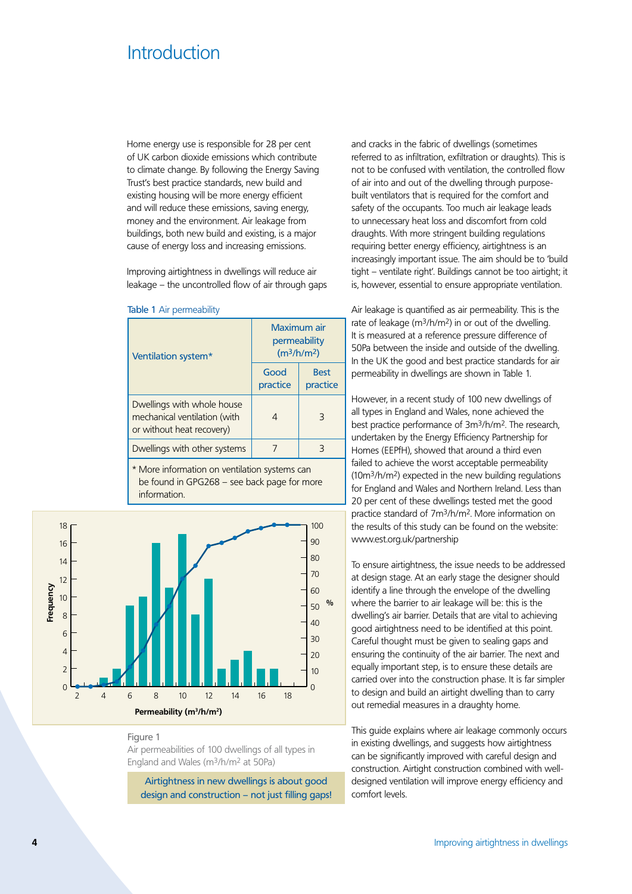# Introduction

Home energy use is responsible for 28 per cent of UK carbon dioxide emissions which contribute to climate change. By following the Energy Saving Trust's best practice standards, new build and existing housing will be more energy efficient and will reduce these emissions, saving energy, money and the environment. Air leakage from buildings, both new build and existing, is a major cause of energy loss and increasing emissions.

Improving airtightness in dwellings will reduce air leakage – the uncontrolled flow of air through gaps and cracks in the fabric of dwellings (sometimes referred to as infiltration, exfiltration or draughts). This is not to be confused with ventilation, the controlled flow of air into and out of the dwelling through purpose-built ventilators that is required for the comfort and safety of the occupants. Too much air leakage leads to unnecessary heat loss and discomfort from cold draughts. With more stringent building regulations requiring better energy efficiency, airtightness is an increasingly important issue. The aim should be to 'build tight – ventilate right'. Buildings cannot be too airtight; it is, however, essential to ensure appropriate ventilation.

Table 1 Air permeability

| Ventilation system* | Maximum air permeability ($m^3/h/m^2$) | |
|---|---|---|
| | Good practice | Best practice |
| Dwellings with whole house mechanical ventilation (with or without heat recovery) | 4 | 3 |
| Dwellings with other systems | 7 | 3 |

\* More information on ventilation systems can be found in GPG268 – see back page for more information.

Figure 1
Air permeabilities of 100 dwellings of all types in England and Wales ($m^3/h/m^2$ at 50Pa)

Airtightness in new dwellings is about good design and construction – not just filling gaps!

Air leakage is quantified as air permeability. This is the rate of leakage ($m^3/h/m^2$) in or out of the dwelling. It is measured at a reference pressure difference of 50Pa between the inside and outside of the dwelling. In the UK the good and best practice standards for air permeability in dwellings are shown in Table 1.

However, in a recent study of 100 new dwellings of all types in England and Wales, none achieved the best practice performance of $3m^3/h/m^2$. The research, undertaken by the Energy Efficiency Partnership for Homes (EEPfH), showed that around a third even failed to achieve the worst acceptable permeability ($10m^3/h/m^2$) expected in the new building regulations for England and Wales and Northern Ireland. Less than 20 per cent of these dwellings tested met the good practice standard of $7m^3/h/m^2$. More information on the results of this study can be found on the website: www.est.org.uk/partnership

To ensure airtightness, the issue needs to be addressed at design stage. At an early stage the designer should identify a line through the envelope of the dwelling where the barrier to air leakage will be: this is the dwelling's air barrier. Details that are vital to achieving good airtightness need to be identified at this point. Careful thought must be given to sealing gaps and ensuring the continuity of the air barrier. The next and equally important step, is to ensure these details are carried over into the construction phase. It is far simpler to design and build an airtight dwelling than to carry out remedial measures in a draughty home.

This guide explains where air leakage commonly occurs in existing dwellings, and suggests how airtightness can be significantly improved with careful design and construction. Airtight construction combined with well-designed ventilation will improve energy efficiency and comfort levels.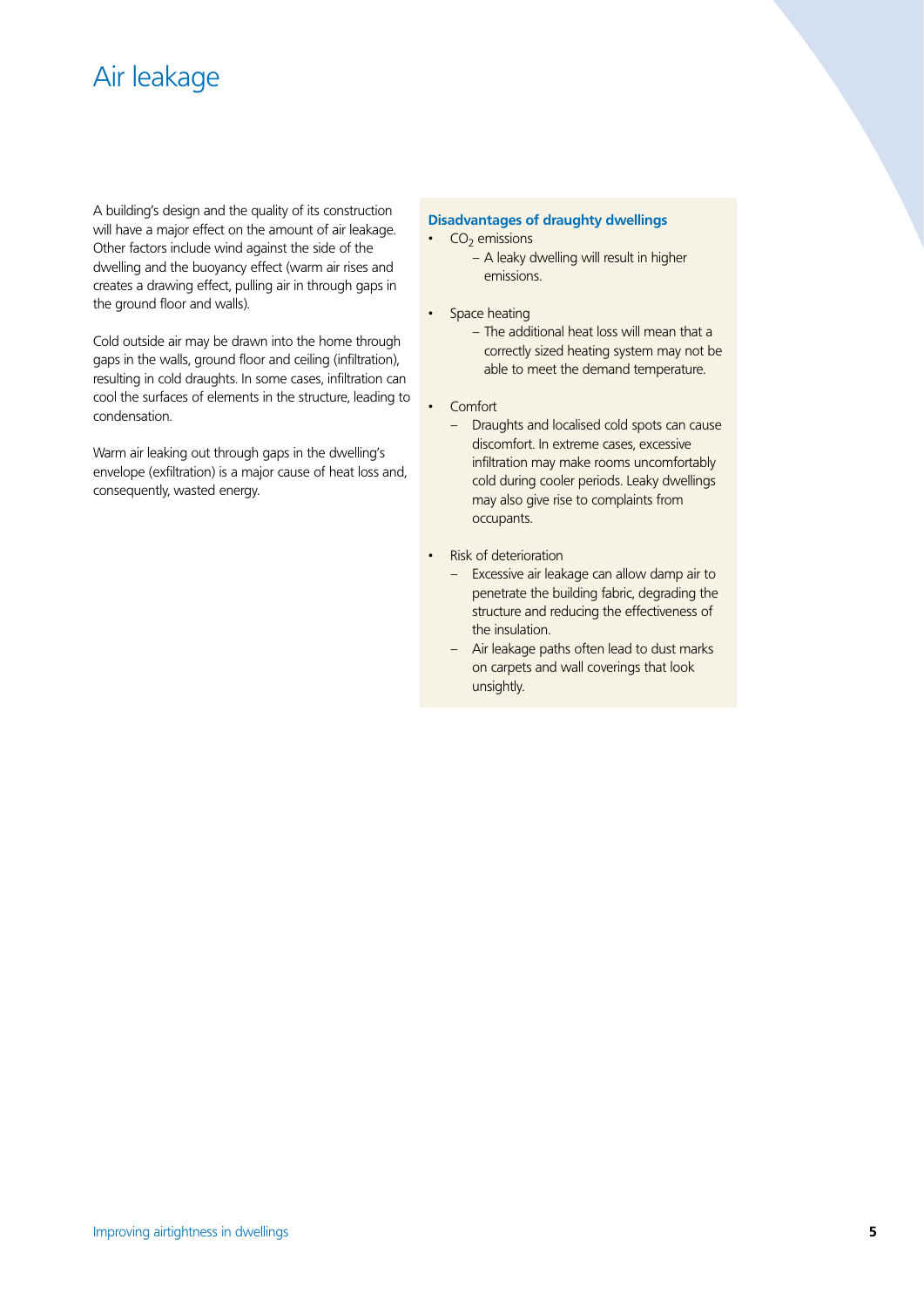# Air leakage

A building's design and the quality of its construction will have a major effect on the amount of air leakage. Other factors include wind against the side of the dwelling and the buoyancy effect (warm air rises and creates a drawing effect, pulling air in through gaps in the ground floor and walls).

Cold outside air may be drawn into the home through gaps in the walls, ground floor and ceiling (infiltration), resulting in cold draughts. In some cases, infiltration can cool the surfaces of elements in the structure, leading to condensation.

Warm air leaking out through gaps in the dwelling's envelope (exfiltration) is a major cause of heat loss and, consequently, wasted energy.

**Disadvantages of draughty dwellings**

- $CO_2$ emissions
  - A leaky dwelling will result in higher emissions.
- Space heating
  - The additional heat loss will mean that a correctly sized heating system may not be able to meet the demand temperature.
- Comfort
  - Draughts and localised cold spots can cause discomfort. In extreme cases, excessive infiltration may make rooms uncomfortably cold during cooler periods. Leaky dwellings may also give rise to complaints from occupants.
- Risk of deterioration
  - Excessive air leakage can allow damp air to penetrate the building fabric, degrading the structure and reducing the effectiveness of the insulation.
  - Air leakage paths often lead to dust marks on carpets and wall coverings that look unsightly.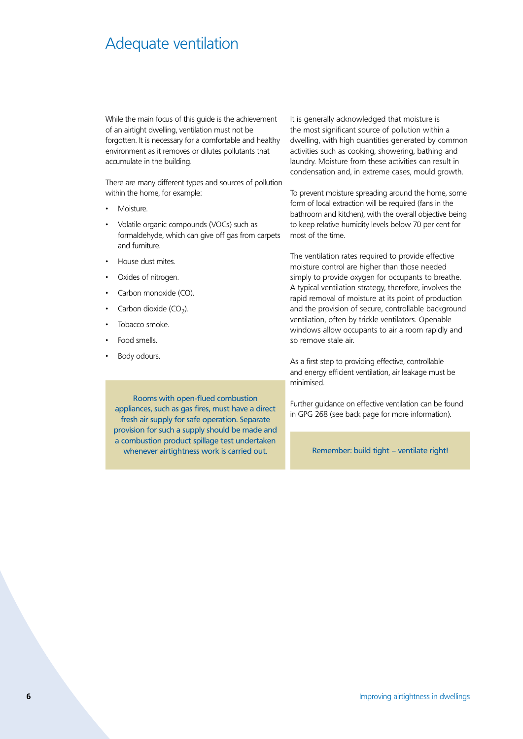# Adequate ventilation

While the main focus of this guide is the achievement of an airtight dwelling, ventilation must not be forgotten. It is necessary for a comfortable and healthy environment as it removes or dilutes pollutants that accumulate in the building.

There are many different types and sources of pollution within the home, for example:

- Moisture.
- Volatile organic compounds (VOCs) such as formaldehyde, which can give off gas from carpets and furniture.
- House dust mites.
- Oxides of nitrogen.
- Carbon monoxide (CO).
- Carbon dioxide ($CO_2$).
- Tobacco smoke.
- Food smells.
- Body odours.

> Rooms with open-flued combustion appliances, such as gas fires, must have a direct fresh air supply for safe operation. Separate provision for such a supply should be made and a combustion product spillage test undertaken whenever airtightness work is carried out.

It is generally acknowledged that moisture is the most significant source of pollution within a dwelling, with high quantities generated by common activities such as cooking, showering, bathing and laundry. Moisture from these activities can result in condensation and, in extreme cases, mould growth.

To prevent moisture spreading around the home, some form of local extraction will be required (fans in the bathroom and kitchen), with the overall objective being to keep relative humidity levels below 70 per cent for most of the time.

The ventilation rates required to provide effective moisture control are higher than those needed simply to provide oxygen for occupants to breathe. A typical ventilation strategy, therefore, involves the rapid removal of moisture at its point of production and the provision of secure, controllable background ventilation, often by trickle ventilators. Openable windows allow occupants to air a room rapidly and so remove stale air.

As a first step to providing effective, controllable and energy efficient ventilation, air leakage must be minimised.

Further guidance on effective ventilation can be found in GPG 268 (see back page for more information).

> Remember: build tight – ventilate right!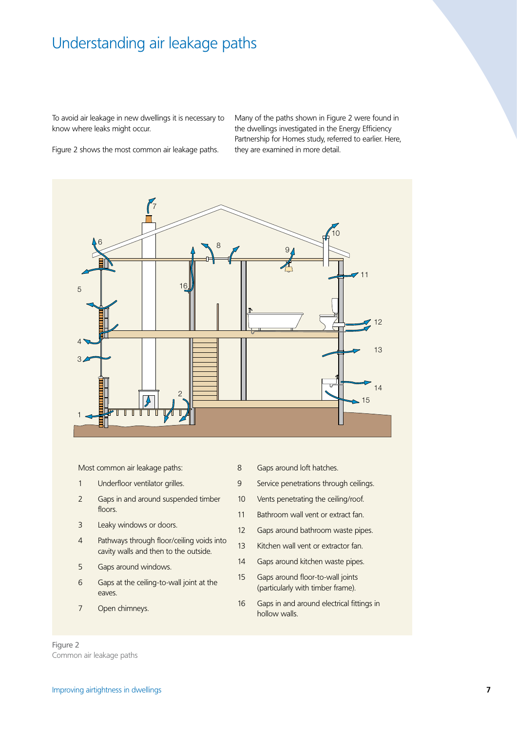# Understanding air leakage paths

To avoid air leakage in new dwellings it is necessary to know where leaks might occur.

Figure 2 shows the most common air leakage paths.

Many of the paths shown in Figure 2 were found in the dwellings investigated in the Energy Efficiency Partnership for Homes study, referred to earlier. Here, they are examined in more detail.

Most common air leakage paths:

1. Underfloor ventilator grilles.
2. Gaps in and around suspended timber floors.
3. Leaky windows or doors.
4. Pathways through floor/ceiling voids into cavity walls and then to the outside.
5. Gaps around windows.
6. Gaps at the ceiling-to-wall joint at the eaves.
7. Open chimneys.
8. Gaps around loft hatches.
9. Service penetrations through ceilings.
10. Vents penetrating the ceiling/roof.
11. Bathroom wall vent or extract fan.
12. Gaps around bathroom waste pipes.
13. Kitchen wall vent or extractor fan.
14. Gaps around kitchen waste pipes.
15. Gaps around floor-to-wall joints (particularly with timber frame).
16. Gaps in and around electrical fittings in hollow walls.

Figure 2
Common air leakage paths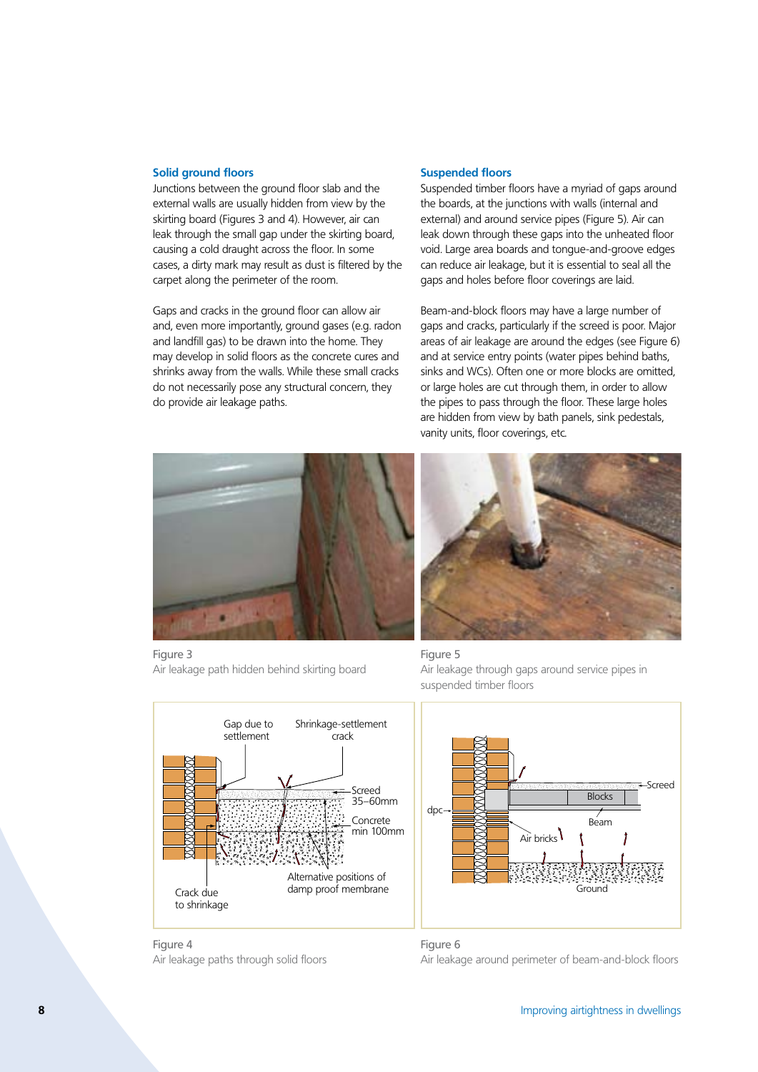### Solid ground floors

Junctions between the ground floor slab and the external walls are usually hidden from view by the skirting board (Figures 3 and 4). However, air can leak through the small gap under the skirting board, causing a cold draught across the floor. In some cases, a dirty mark may result as dust is filtered by the carpet along the perimeter of the room.

Gaps and cracks in the ground floor can allow air and, even more importantly, ground gases (e.g. radon and landfill gas) to be drawn into the home. They may develop in solid floors as the concrete cures and shrinks away from the walls. While these small cracks do not necessarily pose any structural concern, they do provide air leakage paths.

### Suspended floors

Suspended timber floors have a myriad of gaps around the boards, at the junctions with walls (internal and external) and around service pipes (Figure 5). Air can leak down through these gaps into the unheated floor void. Large area boards and tongue-and-groove edges can reduce air leakage, but it is essential to seal all the gaps and holes before floor coverings are laid.

Beam-and-block floors may have a large number of gaps and cracks, particularly if the screed is poor. Major areas of air leakage are around the edges (see Figure 6) and at service entry points (water pipes behind baths, sinks and WCs). Often one or more blocks are omitted, or large holes are cut through them, in order to allow the pipes to pass through the floor. These large holes are hidden from view by bath panels, sink pedestals, vanity units, floor coverings, etc.

Figure 3
Air leakage path hidden behind skirting board

Figure 5
Air leakage through gaps around service pipes in suspended timber floors

Figure 4
Air leakage paths through solid floors

Figure 6
Air leakage around perimeter of beam-and-block floors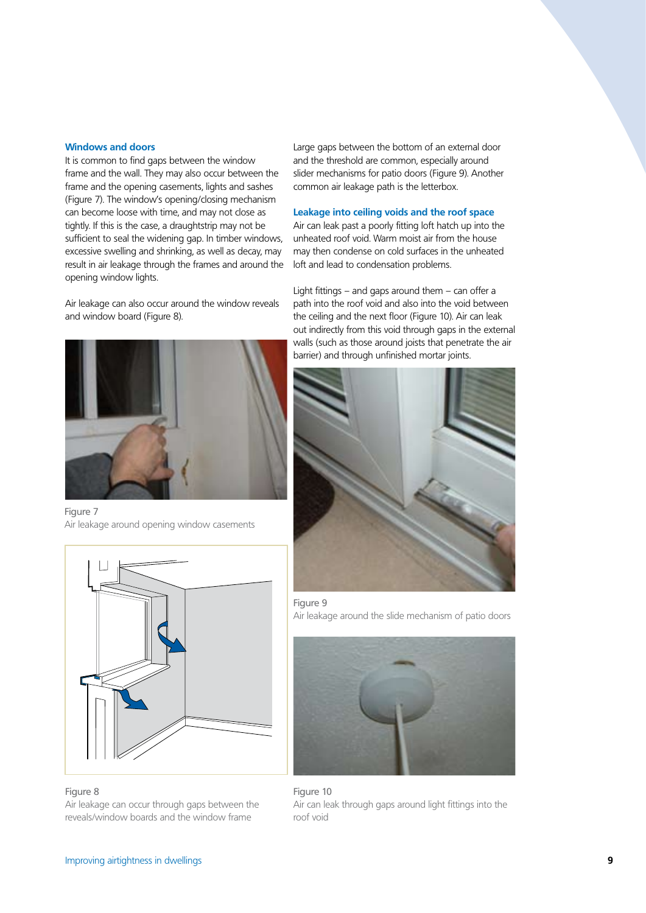## Windows and doors

It is common to find gaps between the window frame and the wall. They may also occur between the frame and the opening casements, lights and sashes (Figure 7). The window's opening/closing mechanism can become loose with time, and may not close as tightly. If this is the case, a draughtstrip may not be sufficient to seal the widening gap. In timber windows, excessive swelling and shrinking, as well as decay, may result in air leakage through the frames and around the opening window lights.

Air leakage can also occur around the window reveals and window board (Figure 8).

Figure 7
Air leakage around opening window casements

Figure 8
Air leakage can occur through gaps between the reveals/window boards and the window frame

Large gaps between the bottom of an external door and the threshold are common, especially around slider mechanisms for patio doors (Figure 9). Another common air leakage path is the letterbox.

## Leakage into ceiling voids and the roof space

Air can leak past a poorly fitting loft hatch up into the unheated roof void. Warm moist air from the house may then condense on cold surfaces in the unheated loft and lead to condensation problems.

Light fittings – and gaps around them – can offer a path into the roof void and also into the void between the ceiling and the next floor (Figure 10). Air can leak out indirectly from this void through gaps in the external walls (such as those around joists that penetrate the air barrier) and through unfinished mortar joints.

Figure 9
Air leakage around the slide mechanism of patio doors

Figure 10
Air can leak through gaps around light fittings into the roof void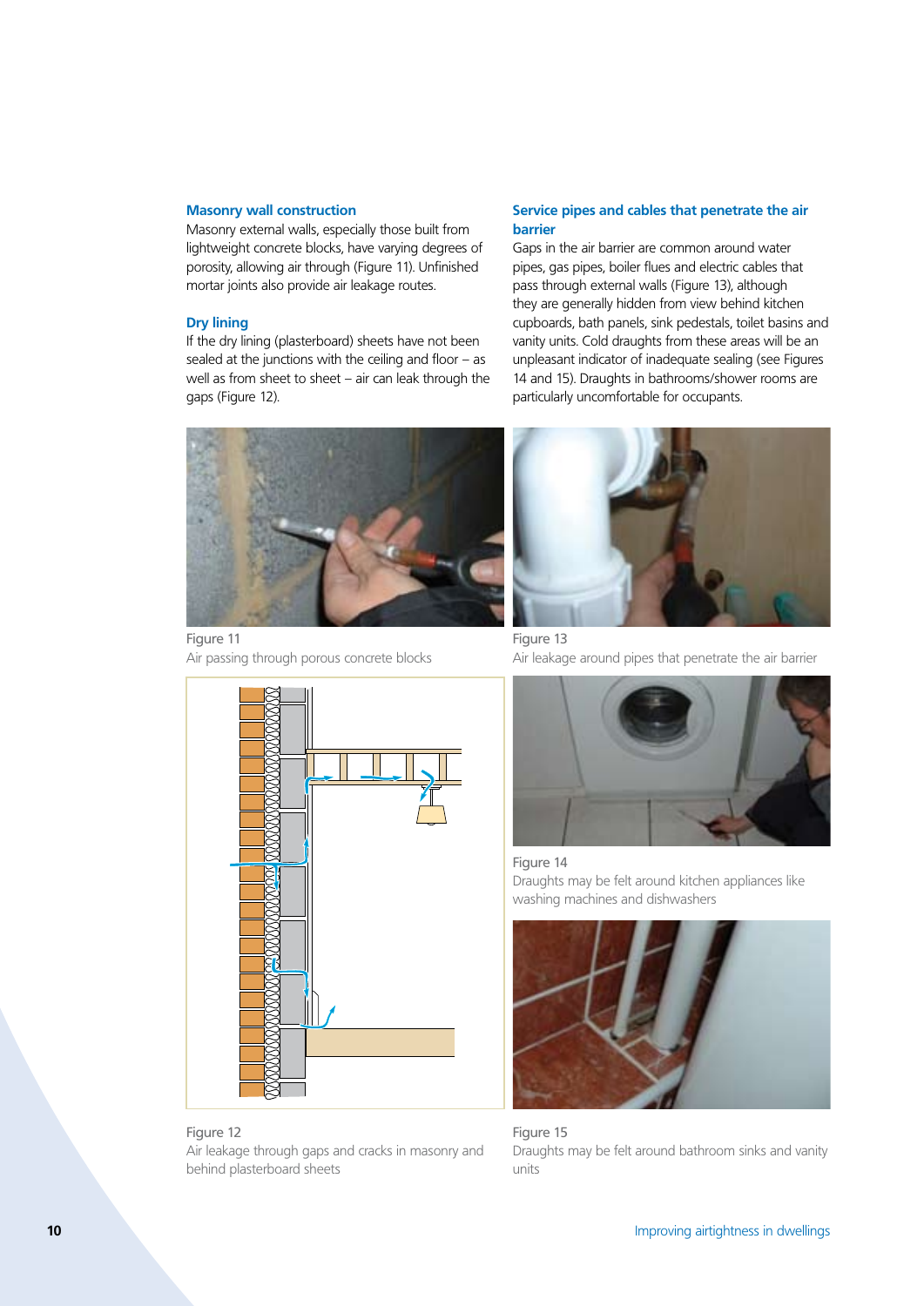### Masonry wall construction

Masonry external walls, especially those built from lightweight concrete blocks, have varying degrees of porosity, allowing air through (Figure 11). Unfinished mortar joints also provide air leakage routes.

### Dry lining

If the dry lining (plasterboard) sheets have not been sealed at the junctions with the ceiling and floor – as well as from sheet to sheet – air can leak through the gaps (Figure 12).

### Service pipes and cables that penetrate the air barrier

Gaps in the air barrier are common around water pipes, gas pipes, boiler flues and electric cables that pass through external walls (Figure 13), although they are generally hidden from view behind kitchen cupboards, bath panels, sink pedestals, toilet basins and vanity units. Cold draughts from these areas will be an unpleasant indicator of inadequate sealing (see Figures 14 and 15). Draughts in bathrooms/shower rooms are particularly uncomfortable for occupants.

Figure 11
Air passing through porous concrete blocks

Figure 13
Air leakage around pipes that penetrate the air barrier

Figure 14
Draughts may be felt around kitchen appliances like washing machines and dishwashers

Figure 12
Air leakage through gaps and cracks in masonry and behind plasterboard sheets

Figure 15
Draughts may be felt around bathroom sinks and vanity units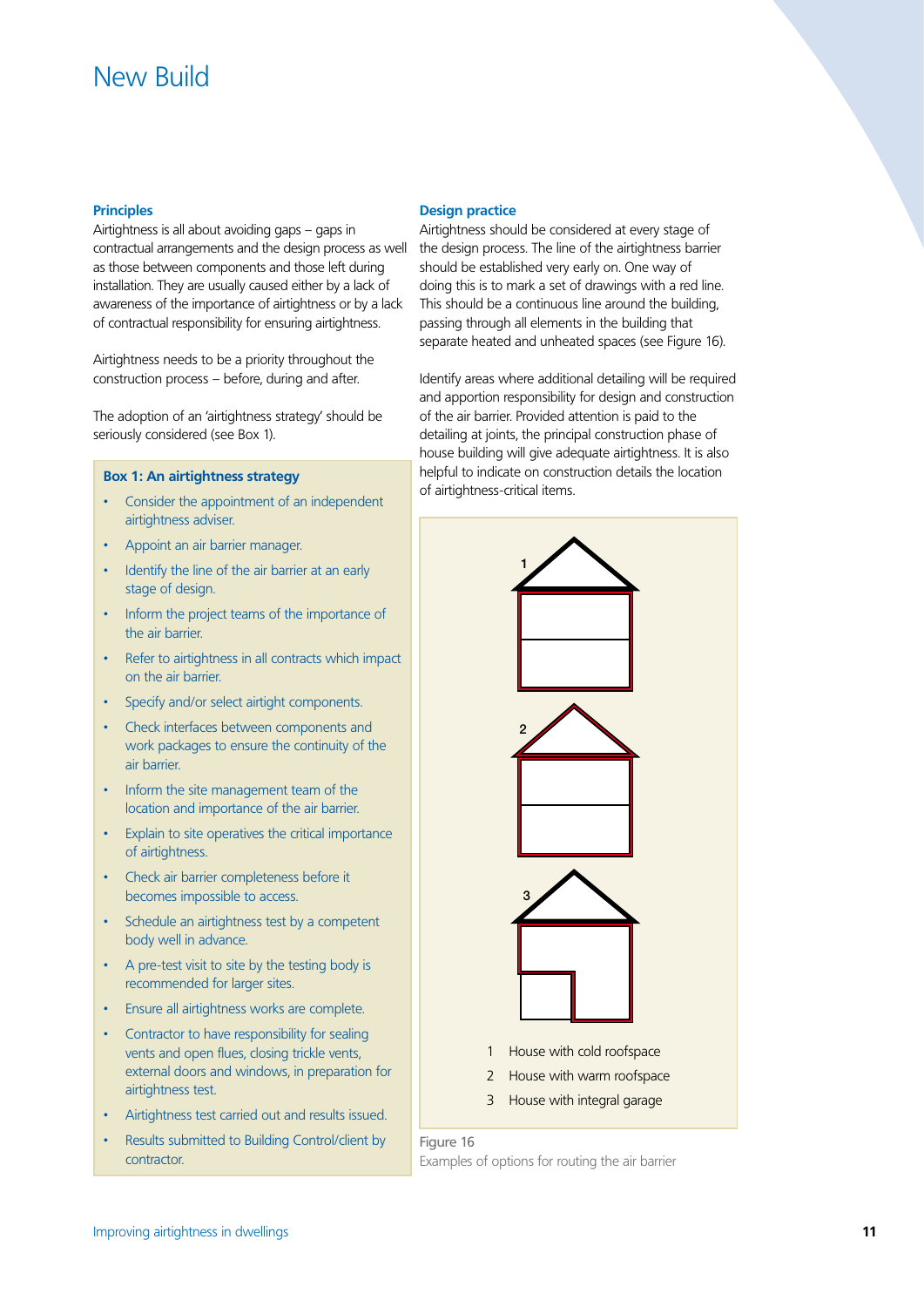# New Build

### Principles

Airtightness is all about avoiding gaps – gaps in contractual arrangements and the design process as well as those between components and those left during installation. They are usually caused either by a lack of awareness of the importance of airtightness or by a lack of contractual responsibility for ensuring airtightness.

Airtightness needs to be a priority throughout the construction process – before, during and after.

The adoption of an 'airtightness strategy' should be seriously considered (see Box 1).

**Box 1: An airtightness strategy**

- Consider the appointment of an independent airtightness adviser.
- Appoint an air barrier manager.
- Identify the line of the air barrier at an early stage of design.
- Inform the project teams of the importance of the air barrier.
- Refer to airtightness in all contracts which impact on the air barrier.
- Specify and/or select airtight components.
- Check interfaces between components and work packages to ensure the continuity of the air barrier.
- Inform the site management team of the location and importance of the air barrier.
- Explain to site operatives the critical importance of airtightness.
- Check air barrier completeness before it becomes impossible to access.
- Schedule an airtightness test by a competent body well in advance.
- A pre-test visit to site by the testing body is recommended for larger sites.
- Ensure all airtightness works are complete.
- Contractor to have responsibility for sealing vents and open flues, closing trickle vents, external doors and windows, in preparation for airtightness test.
- Airtightness test carried out and results issued.
- Results submitted to Building Control/client by contractor.

### Design practice

Airtightness should be considered at every stage of the design process. The line of the airtightness barrier should be established very early on. One way of doing this is to mark a set of drawings with a red line. This should be a continuous line around the building, passing through all elements in the building that separate heated and unheated spaces (see Figure 16).

Identify areas where additional detailing will be required and apportion responsibility for design and construction of the air barrier. Provided attention is paid to the detailing at joints, the principal construction phase of house building will give adequate airtightness. It is also helpful to indicate on construction details the location of airtightness-critical items.

1 House with cold roofspace
2 House with warm roofspace
3 House with integral garage

Figure 16
Examples of options for routing the air barrier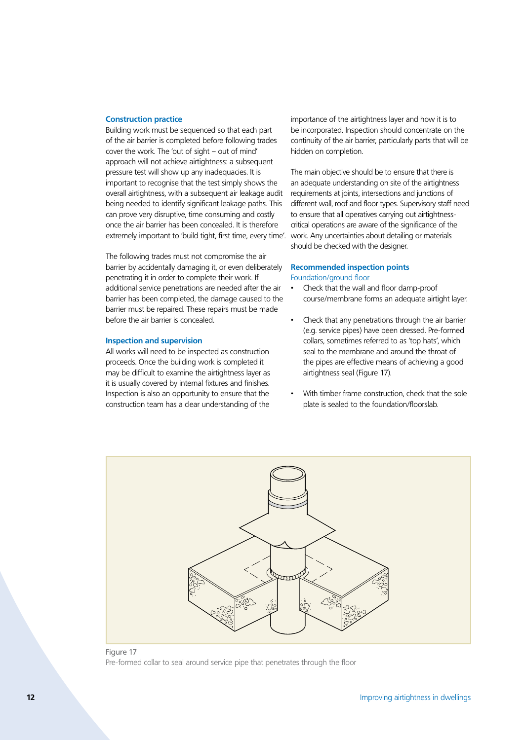### Construction practice

Building work must be sequenced so that each part of the air barrier is completed before following trades cover the work. The 'out of sight – out of mind' approach will not achieve airtightness: a subsequent pressure test will show up any inadequacies. It is important to recognise that the test simply shows the overall airtightness, with a subsequent air leakage audit being needed to identify significant leakage paths. This can prove very disruptive, time consuming and costly once the air barrier has been concealed. It is therefore extremely important to 'build tight, first time, every time'.

The following trades must not compromise the air barrier by accidentally damaging it, or even deliberately penetrating it in order to complete their work. If additional service penetrations are needed after the air barrier has been completed, the damage caused to the barrier must be repaired. These repairs must be made before the air barrier is concealed.

### Inspection and supervision

All works will need to be inspected as construction proceeds. Once the building work is completed it may be difficult to examine the airtightness layer as it is usually covered by internal fixtures and finishes. Inspection is also an opportunity to ensure that the construction team has a clear understanding of the importance of the airtightness layer and how it is to be incorporated. Inspection should concentrate on the continuity of the air barrier, particularly parts that will be hidden on completion.

The main objective should be to ensure that there is an adequate understanding on site of the airtightness requirements at joints, intersections and junctions of different wall, roof and floor types. Supervisory staff need to ensure that all operatives carrying out airtightness-critical operations are aware of the significance of the work. Any uncertainties about detailing or materials should be checked with the designer.

### Recommended inspection points

#### Foundation/ground floor

- Check that the wall and floor damp-proof course/membrane forms an adequate airtight layer.
- Check that any penetrations through the air barrier (e.g. service pipes) have been dressed. Pre-formed collars, sometimes referred to as 'top hats', which seal to the membrane and around the throat of the pipes are effective means of achieving a good airtightness seal (Figure 17).
- With timber frame construction, check that the sole plate is sealed to the foundation/floorslab.

Figure 17
Pre-formed collar to seal around service pipe that penetrates through the floor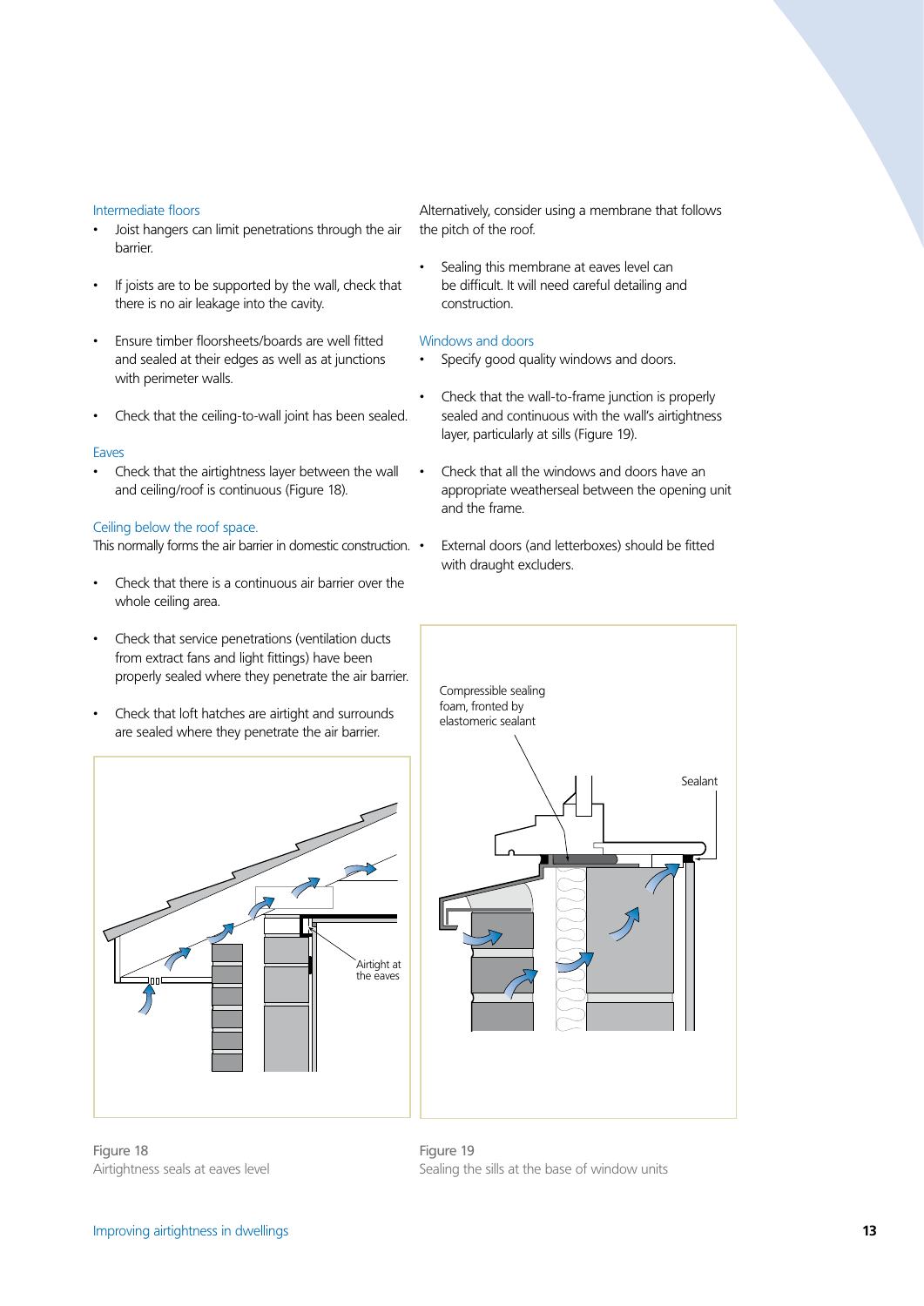### Intermediate floors

- Joist hangers can limit penetrations through the air barrier.
- If joists are to be supported by the wall, check that there is no air leakage into the cavity.
- Ensure timber floorsheets/boards are well fitted and sealed at their edges as well as at junctions with perimeter walls.
- Check that the ceiling-to-wall joint has been sealed.

### Eaves

- Check that the airtightness layer between the wall and ceiling/roof is continuous (Figure 18).

### Ceiling below the roof space.

This normally forms the air barrier in domestic construction.

- Check that there is a continuous air barrier over the whole ceiling area.
- Check that service penetrations (ventilation ducts from extract fans and light fittings) have been properly sealed where they penetrate the air barrier.
- Check that loft hatches are airtight and surrounds are sealed where they penetrate the air barrier.

Alternatively, consider using a membrane that follows the pitch of the roof.

- Sealing this membrane at eaves level can be difficult. It will need careful detailing and construction.

### Windows and doors

- Specify good quality windows and doors.
- Check that the wall-to-frame junction is properly sealed and continuous with the wall's airtightness layer, particularly at sills (Figure 19).
- Check that all the windows and doors have an appropriate weatherseal between the opening unit and the frame.
- External doors (and letterboxes) should be fitted with draught excluders.

Figure 18
Airtightness seals at eaves level

Figure 19
Sealing the sills at the base of window units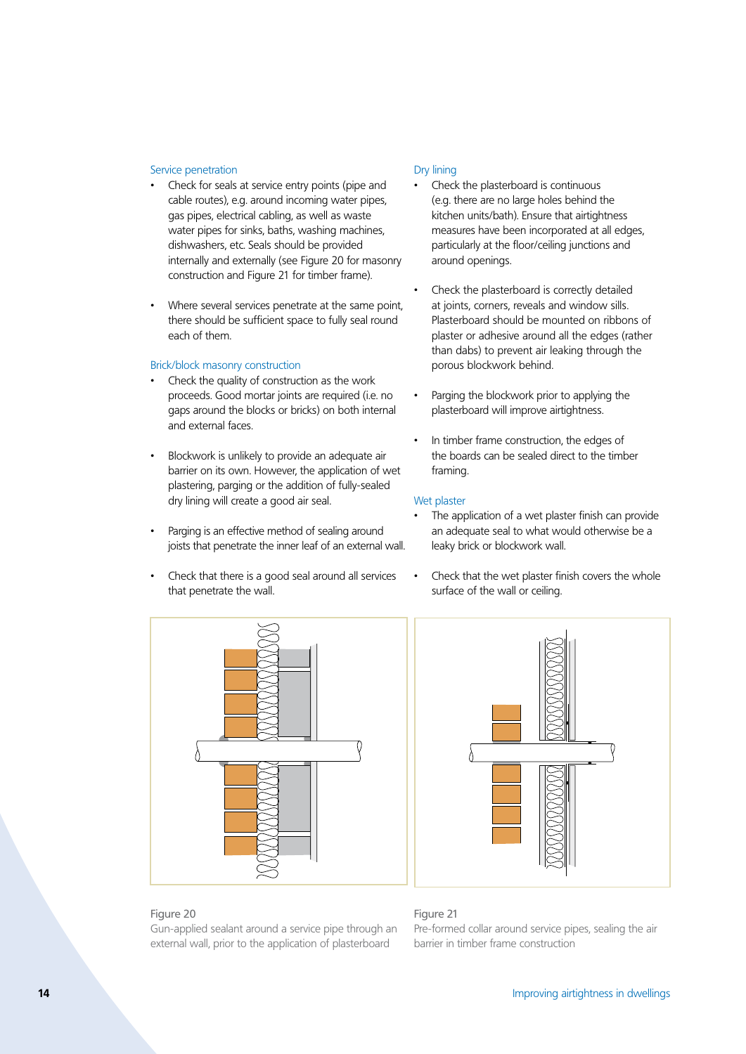### Service penetration

- Check for seals at service entry points (pipe and cable routes), e.g. around incoming water pipes, gas pipes, electrical cabling, as well as waste water pipes for sinks, baths, washing machines, dishwashers, etc. Seals should be provided internally and externally (see Figure 20 for masonry construction and Figure 21 for timber frame).
- Where several services penetrate at the same point, there should be sufficient space to fully seal round each of them.

### Brick/block masonry construction

- Check the quality of construction as the work proceeds. Good mortar joints are required (i.e. no gaps around the blocks or bricks) on both internal and external faces.
- Blockwork is unlikely to provide an adequate air barrier on its own. However, the application of wet plastering, parging or the addition of fully-sealed dry lining will create a good air seal.
- Parging is an effective method of sealing around joists that penetrate the inner leaf of an external wall.
- Check that there is a good seal around all services that penetrate the wall.

### Dry lining

- Check the plasterboard is continuous (e.g. there are no large holes behind the kitchen units/bath). Ensure that airtightness measures have been incorporated at all edges, particularly at the floor/ceiling junctions and around openings.
- Check the plasterboard is correctly detailed at joints, corners, reveals and window sills. Plasterboard should be mounted on ribbons of plaster or adhesive around all the edges (rather than dabs) to prevent air leaking through the porous blockwork behind.
- Parging the blockwork prior to applying the plasterboard will improve airtightness.
- In timber frame construction, the edges of the boards can be sealed direct to the timber framing.

### Wet plaster

- The application of a wet plaster finish can provide an adequate seal to what would otherwise be a leaky brick or blockwork wall.
- Check that the wet plaster finish covers the whole surface of the wall or ceiling.

Figure 20
Gun-applied sealant around a service pipe through an external wall, prior to the application of plasterboard

Figure 21
Pre-formed collar around service pipes, sealing the air barrier in timber frame construction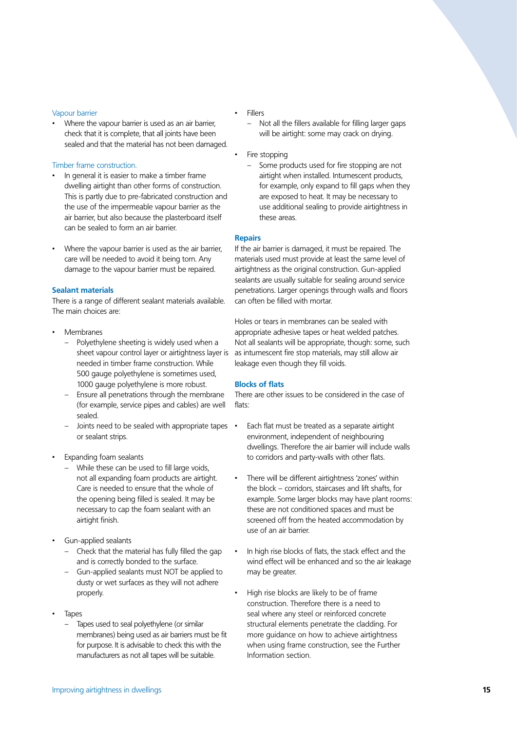### Vapour barrier

- Where the vapour barrier is used as an air barrier, check that it is complete, that all joints have been sealed and that the material has not been damaged.

### Timber frame construction.

- In general it is easier to make a timber frame dwelling airtight than other forms of construction. This is partly due to pre-fabricated construction and the use of the impermeable vapour barrier as the air barrier, but also because the plasterboard itself can be sealed to form an air barrier.

- Where the vapour barrier is used as the air barrier, care will be needed to avoid it being torn. Any damage to the vapour barrier must be repaired.

## Sealant materials

There is a range of different sealant materials available. The main choices are:

- Membranes
  - Polyethylene sheeting is widely used when a sheet vapour control layer or airtightness layer is needed in timber frame construction. While 500 gauge polyethylene is sometimes used, 1000 gauge polyethylene is more robust.
  - Ensure all penetrations through the membrane (for example, service pipes and cables) are well sealed.
  - Joints need to be sealed with appropriate tapes or sealant strips.

- Expanding foam sealants
  - While these can be used to fill large voids, not all expanding foam products are airtight. Care is needed to ensure that the whole of the opening being filled is sealed. It may be necessary to cap the foam sealant with an airtight finish.

- Gun-applied sealants
  - Check that the material has fully filled the gap and is correctly bonded to the surface.
  - Gun-applied sealants must NOT be applied to dusty or wet surfaces as they will not adhere properly.

- Tapes
  - Tapes used to seal polyethylene (or similar membranes) being used as air barriers must be fit for purpose. It is advisable to check this with the manufacturers as not all tapes will be suitable.

- Fillers
  - Not all the fillers available for filling larger gaps will be airtight: some may crack on drying.

- Fire stopping
  - Some products used for fire stopping are not airtight when installed. Intumescent products, for example, only expand to fill gaps when they are exposed to heat. It may be necessary to use additional sealing to provide airtightness in these areas.

## Repairs

If the air barrier is damaged, it must be repaired. The materials used must provide at least the same level of airtightness as the original construction. Gun-applied sealants are usually suitable for sealing around service penetrations. Larger openings through walls and floors can often be filled with mortar.

Holes or tears in membranes can be sealed with appropriate adhesive tapes or heat welded patches. Not all sealants will be appropriate, though: some, such as intumescent fire stop materials, may still allow air leakage even though they fill voids.

## Blocks of flats

There are other issues to be considered in the case of flats:

- Each flat must be treated as a separate airtight environment, independent of neighbouring dwellings. Therefore the air barrier will include walls to corridors and party-walls with other flats.

- There will be different airtightness 'zones' within the block – corridors, staircases and lift shafts, for example. Some larger blocks may have plant rooms: these are not conditioned spaces and must be screened off from the heated accommodation by use of an air barrier.

- In high rise blocks of flats, the stack effect and the wind effect will be enhanced and so the air leakage may be greater.

- High rise blocks are likely to be of frame construction. Therefore there is a need to seal where any steel or reinforced concrete structural elements penetrate the cladding. For more guidance on how to achieve airtightness when using frame construction, see the Further Information section.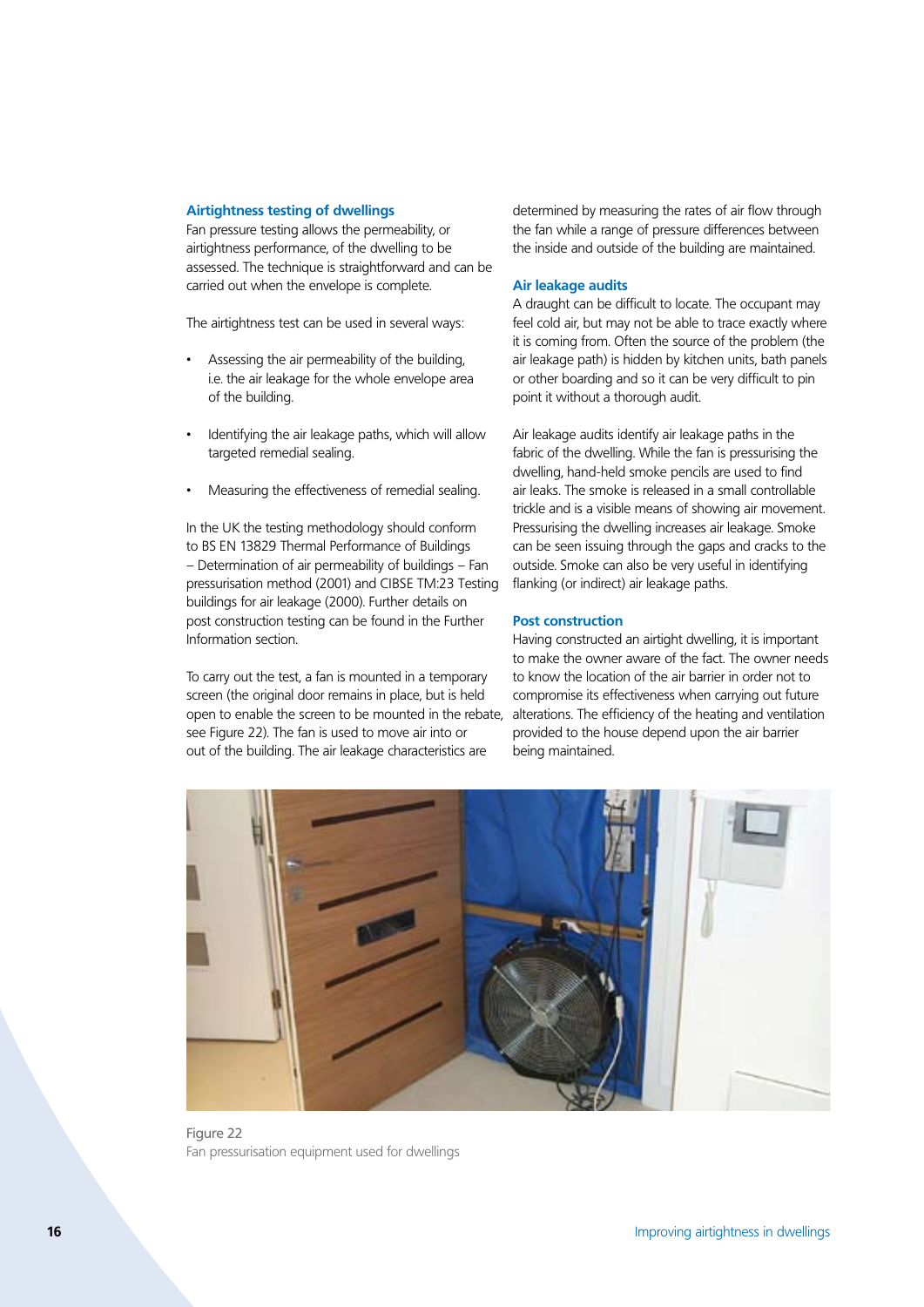### Airtightness testing of dwellings

Fan pressure testing allows the permeability, or airtightness performance, of the dwelling to be assessed. The technique is straightforward and can be carried out when the envelope is complete.

The airtightness test can be used in several ways:

- Assessing the air permeability of the building, i.e. the air leakage for the whole envelope area of the building.
- Identifying the air leakage paths, which will allow targeted remedial sealing.
- Measuring the effectiveness of remedial sealing.

In the UK the testing methodology should conform to BS EN 13829 Thermal Performance of Buildings – Determination of air permeability of buildings – Fan pressurisation method (2001) and CIBSE TM:23 Testing buildings for air leakage (2000). Further details on post construction testing can be found in the Further Information section.

To carry out the test, a fan is mounted in a temporary screen (the original door remains in place, but is held open to enable the screen to be mounted in the rebate, see Figure 22). The fan is used to move air into or out of the building. The air leakage characteristics are determined by measuring the rates of air flow through the fan while a range of pressure differences between the inside and outside of the building are maintained.

### Air leakage audits

A draught can be difficult to locate. The occupant may feel cold air, but may not be able to trace exactly where it is coming from. Often the source of the problem (the air leakage path) is hidden by kitchen units, bath panels or other boarding and so it can be very difficult to pin point it without a thorough audit.

Air leakage audits identify air leakage paths in the fabric of the dwelling. While the fan is pressurising the dwelling, hand-held smoke pencils are used to find air leaks. The smoke is released in a small controllable trickle and is a visible means of showing air movement. Pressurising the dwelling increases air leakage. Smoke can be seen issuing through the gaps and cracks to the outside. Smoke can also be very useful in identifying flanking (or indirect) air leakage paths.

### Post construction

Having constructed an airtight dwelling, it is important to make the owner aware of the fact. The owner needs to know the location of the air barrier in order not to compromise its effectiveness when carrying out future alterations. The efficiency of the heating and ventilation provided to the house depend upon the air barrier being maintained.

Figure 22
Fan pressurisation equipment used for dwellings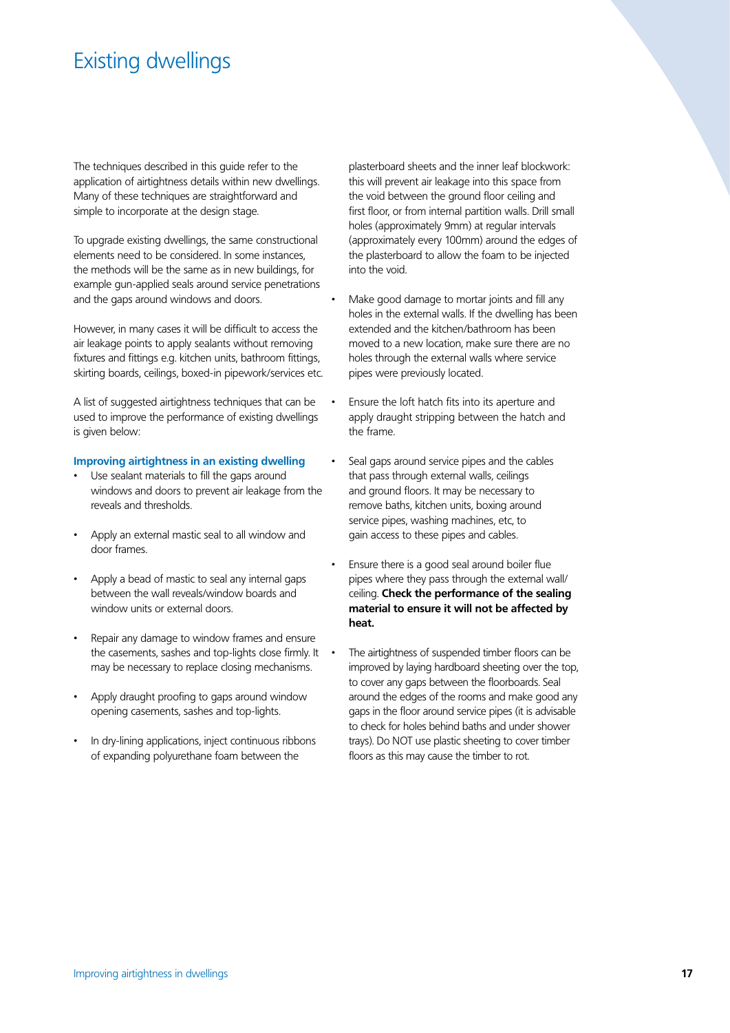# Existing dwellings

The techniques described in this guide refer to the application of airtightness details within new dwellings. Many of these techniques are straightforward and simple to incorporate at the design stage.

To upgrade existing dwellings, the same constructional elements need to be considered. In some instances, the methods will be the same as in new buildings, for example gun-applied seals around service penetrations and the gaps around windows and doors.

However, in many cases it will be difficult to access the air leakage points to apply sealants without removing fixtures and fittings e.g. kitchen units, bathroom fittings, skirting boards, ceilings, boxed-in pipework/services etc.

A list of suggested airtightness techniques that can be used to improve the performance of existing dwellings is given below:

### Improving airtightness in an existing dwelling

- Use sealant materials to fill the gaps around windows and doors to prevent air leakage from the reveals and thresholds.
- Apply an external mastic seal to all window and door frames.
- Apply a bead of mastic to seal any internal gaps between the wall reveals/window boards and window units or external doors.
- Repair any damage to window frames and ensure the casements, sashes and top-lights close firmly. It may be necessary to replace closing mechanisms.
- Apply draught proofing to gaps around window opening casements, sashes and top-lights.
- In dry-lining applications, inject continuous ribbons of expanding polyurethane foam between the plasterboard sheets and the inner leaf blockwork: this will prevent air leakage into this space from the void between the ground floor ceiling and first floor, or from internal partition walls. Drill small holes (approximately 9mm) at regular intervals (approximately every 100mm) around the edges of the plasterboard to allow the foam to be injected into the void.
- Make good damage to mortar joints and fill any holes in the external walls. If the dwelling has been extended and the kitchen/bathroom has been moved to a new location, make sure there are no holes through the external walls where service pipes were previously located.
- Ensure the loft hatch fits into its aperture and apply draught stripping between the hatch and the frame.
- Seal gaps around service pipes and the cables that pass through external walls, ceilings and ground floors. It may be necessary to remove baths, kitchen units, boxing around service pipes, washing machines, etc, to gain access to these pipes and cables.
- Ensure there is a good seal around boiler flue pipes where they pass through the external wall/ceiling. **Check the performance of the sealing material to ensure it will not be affected by heat.**
- The airtightness of suspended timber floors can be improved by laying hardboard sheeting over the top, to cover any gaps between the floorboards. Seal around the edges of the rooms and make good any gaps in the floor around service pipes (it is advisable to check for holes behind baths and under shower trays). Do NOT use plastic sheeting to cover timber floors as this may cause the timber to rot.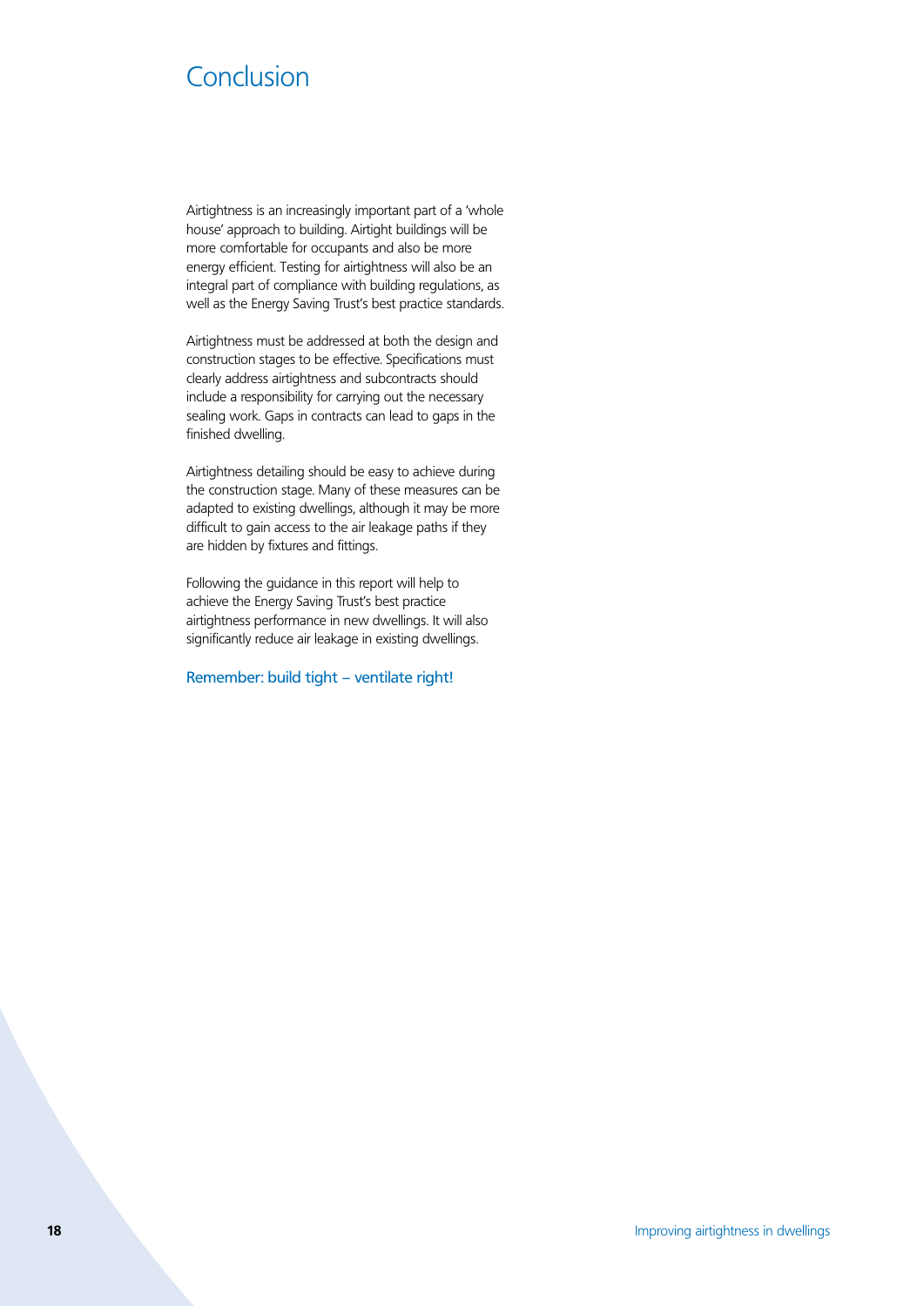# Conclusion

Airtightness is an increasingly important part of a 'whole house' approach to building. Airtight buildings will be more comfortable for occupants and also be more energy efficient. Testing for airtightness will also be an integral part of compliance with building regulations, as well as the Energy Saving Trust's best practice standards.

Airtightness must be addressed at both the design and construction stages to be effective. Specifications must clearly address airtightness and subcontracts should include a responsibility for carrying out the necessary sealing work. Gaps in contracts can lead to gaps in the finished dwelling.

Airtightness detailing should be easy to achieve during the construction stage. Many of these measures can be adapted to existing dwellings, although it may be more difficult to gain access to the air leakage paths if they are hidden by fixtures and fittings.

Following the guidance in this report will help to achieve the Energy Saving Trust's best practice airtightness performance in new dwellings. It will also significantly reduce air leakage in existing dwellings.

Remember: build tight – ventilate right!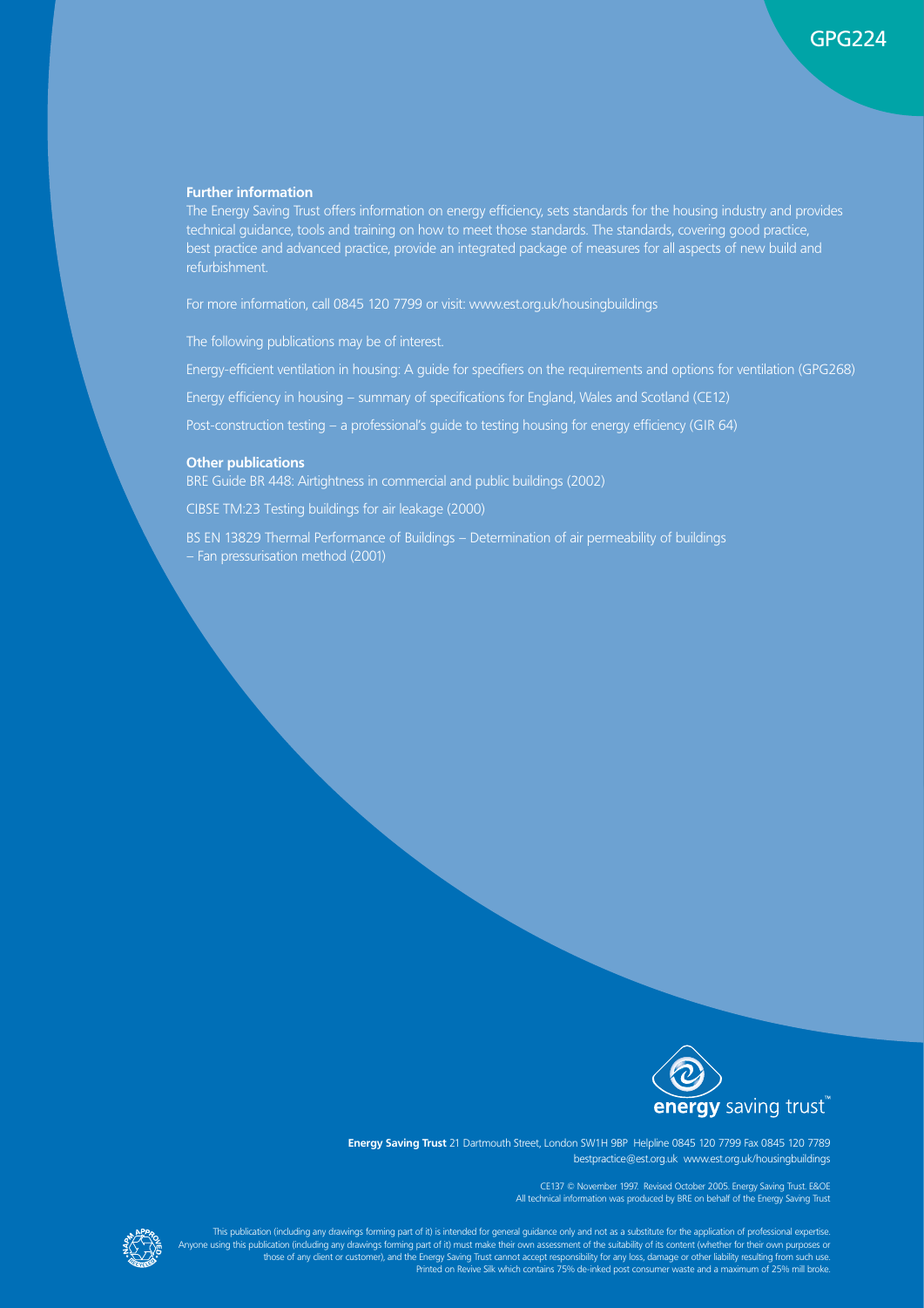GPG224

**Further information**

The Energy Saving Trust offers information on energy efficiency, sets standards for the housing industry and provides technical guidance, tools and training on how to meet those standards. The standards, covering good practice, best practice and advanced practice, provide an integrated package of measures for all aspects of new build and refurbishment.

For more information, call 0845 120 7799 or visit: www.est.org.uk/housingbuildings

The following publications may be of interest.

Energy-efficient ventilation in housing: A guide for specifiers on the requirements and options for ventilation (GPG268)

Energy efficiency in housing – summary of specifications for England, Wales and Scotland (CE12)

Post-construction testing – a professional's guide to testing housing for energy efficiency (GIR 64)

**Other publications**

BRE Guide BR 448: Airtightness in commercial and public buildings (2002)

CIBSE TM:23 Testing buildings for air leakage (2000)

BS EN 13829 Thermal Performance of Buildings – Determination of air permeability of buildings – Fan pressurisation method (2001)

energy saving trust™

**Energy Saving Trust** 21 Dartmouth Street, London SW1H 9BP Helpline 0845 120 7799 Fax 0845 120 7789
bestpractice@est.org.uk www.est.org.uk/housingbuildings

CE137 © November 1997. Revised October 2005. Energy Saving Trust. E&OE
All technical information was produced by BRE on behalf of the Energy Saving Trust

This publication (including any drawings forming part of it) is intended for general guidance only and not as a substitute for the application of professional expertise. Anyone using this publication (including any drawings forming part of it) must make their own assessment of the suitability of its content (whether for their own purposes or those of any client or customer), and the Energy Saving Trust cannot accept responsibility for any loss, damage or other liability resulting from such use.
Printed on Revive Silk which contains 75% de-inked post consumer waste and a maximum of 25% mill broke.